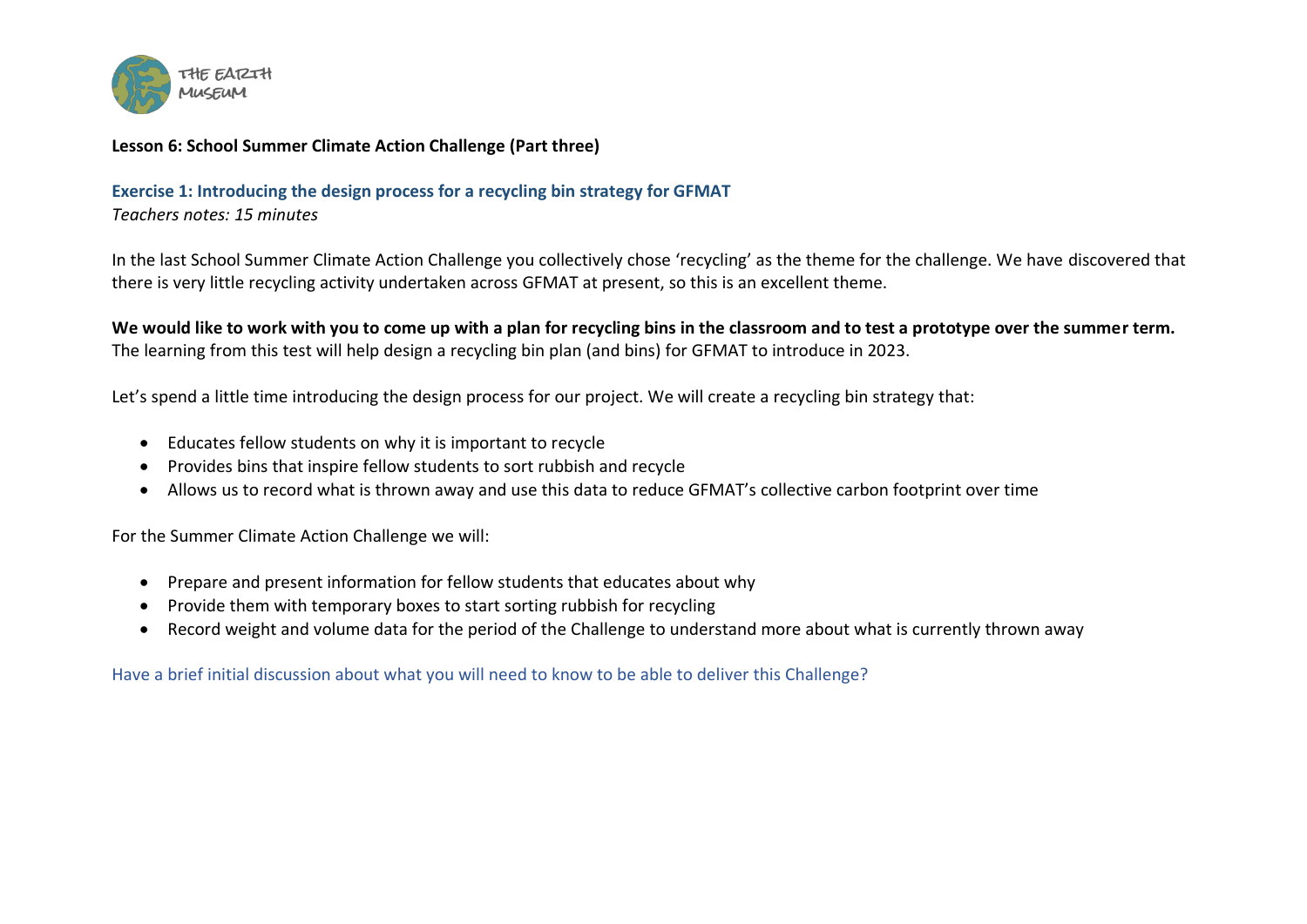THE EARTH MUSEUM

**Lesson 6: School Summer Climate Action Challenge (Part three)**

### Exercise 1: Introducing the design process for a recycling bin strategy for GFMAT

*Teachers notes: 15 minutes*

In the last School Summer Climate Action Challenge you collectively chose 'recycling' as the theme for the challenge. We have discovered that there is very little recycling activity undertaken across GFMAT at present, so this is an excellent theme.

**We would like to work with you to come up with a plan for recycling bins in the classroom and to test a prototype over the summer term.** The learning from this test will help design a recycling bin plan (and bins) for GFMAT to introduce in 2023.

Let's spend a little time introducing the design process for our project. We will create a recycling bin strategy that:

- Educates fellow students on why it is important to recycle
- Provides bins that inspire fellow students to sort rubbish and recycle
- Allows us to record what is thrown away and use this data to reduce GFMAT's collective carbon footprint over time

For the Summer Climate Action Challenge we will:

- Prepare and present information for fellow students that educates about why
- Provide them with temporary boxes to start sorting rubbish for recycling
- Record weight and volume data for the period of the Challenge to understand more about what is currently thrown away

Have a brief initial discussion about what you will need to know to be able to deliver this Challenge?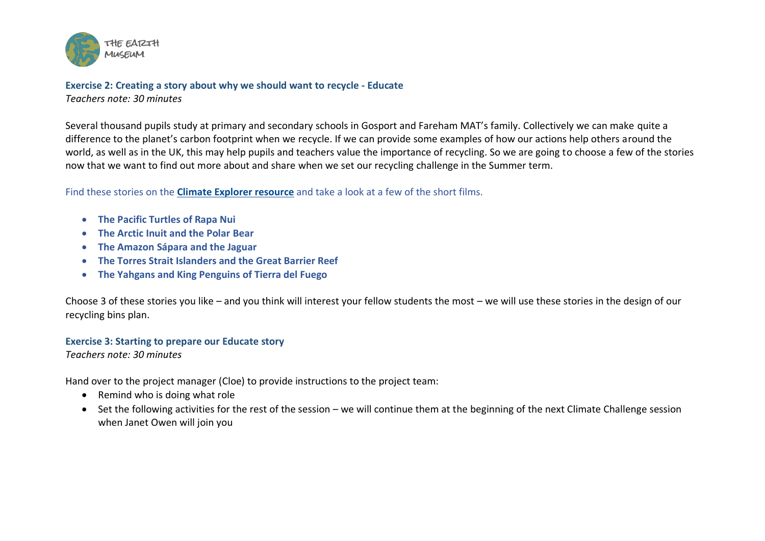### Exercise 2: Creating a story about why we should want to recycle - Educate

*Teachers note: 30 minutes*

Several thousand pupils study at primary and secondary schools in Gosport and Fareham MAT's family. Collectively we can make quite a difference to the planet's carbon footprint when we recycle. If we can provide some examples of how our actions help others around the world, as well as in the UK, this may help pupils and teachers value the importance of recycling. So we are going to choose a few of the stories now that we want to find out more about and share when we set our recycling challenge in the Summer term.

Find these stories on the **Climate Explorer resource** and take a look at a few of the short films.

- **The Pacific Turtles of Rapa Nui**
- **The Arctic Inuit and the Polar Bear**
- **The Amazon Sápara and the Jaguar**
- **The Torres Strait Islanders and the Great Barrier Reef**
- **The Yahgans and King Penguins of Tierra del Fuego**

Choose 3 of these stories you like – and you think will interest your fellow students the most – we will use these stories in the design of our recycling bins plan.

### Exercise 3: Starting to prepare our Educate story

*Teachers note: 30 minutes*

Hand over to the project manager (Cloe) to provide instructions to the project team:

- Remind who is doing what role
- Set the following activities for the rest of the session – we will continue them at the beginning of the next Climate Challenge session when Janet Owen will join you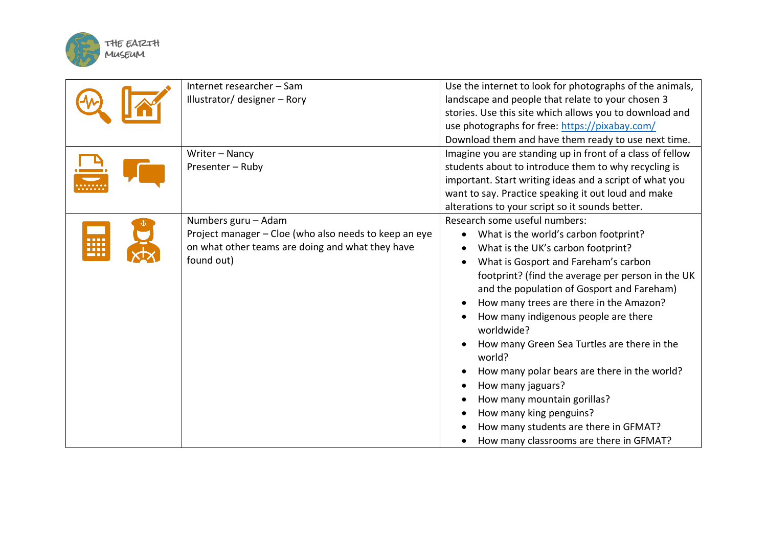| | | |
|---|---|---|
| | Internet researcher – Sam<br>Illustrator/ designer – Rory | Use the internet to look for photographs of the animals, landscape and people that relate to your chosen 3 stories. Use this site which allows you to download and use photographs for free: [https://pixabay.com/](https://pixabay.com/)<br>Download them and have them ready to use next time. |
| | Writer – Nancy<br>Presenter – Ruby | Imagine you are standing up in front of a class of fellow students about to introduce them to why recycling is important. Start writing ideas and a script of what you want to say. Practice speaking it out loud and make alterations to your script so it sounds better. |
| | Numbers guru – Adam<br>Project manager – Cloe (who also needs to keep an eye on what other teams are doing and what they have found out) | Research some useful numbers:<br>• What is the world's carbon footprint?<br>• What is the UK's carbon footprint?<br>• What is Gosport and Fareham's carbon footprint? (find the average per person in the UK and the population of Gosport and Fareham)<br>• How many trees are there in the Amazon?<br>• How many indigenous people are there worldwide?<br>• How many Green Sea Turtles are there in the world?<br>• How many polar bears are there in the world?<br>• How many jaguars?<br>• How many mountain gorillas?<br>• How many king penguins?<br>• How many students are there in GFMAT?<br>• How many classrooms are there in GFMAT? |